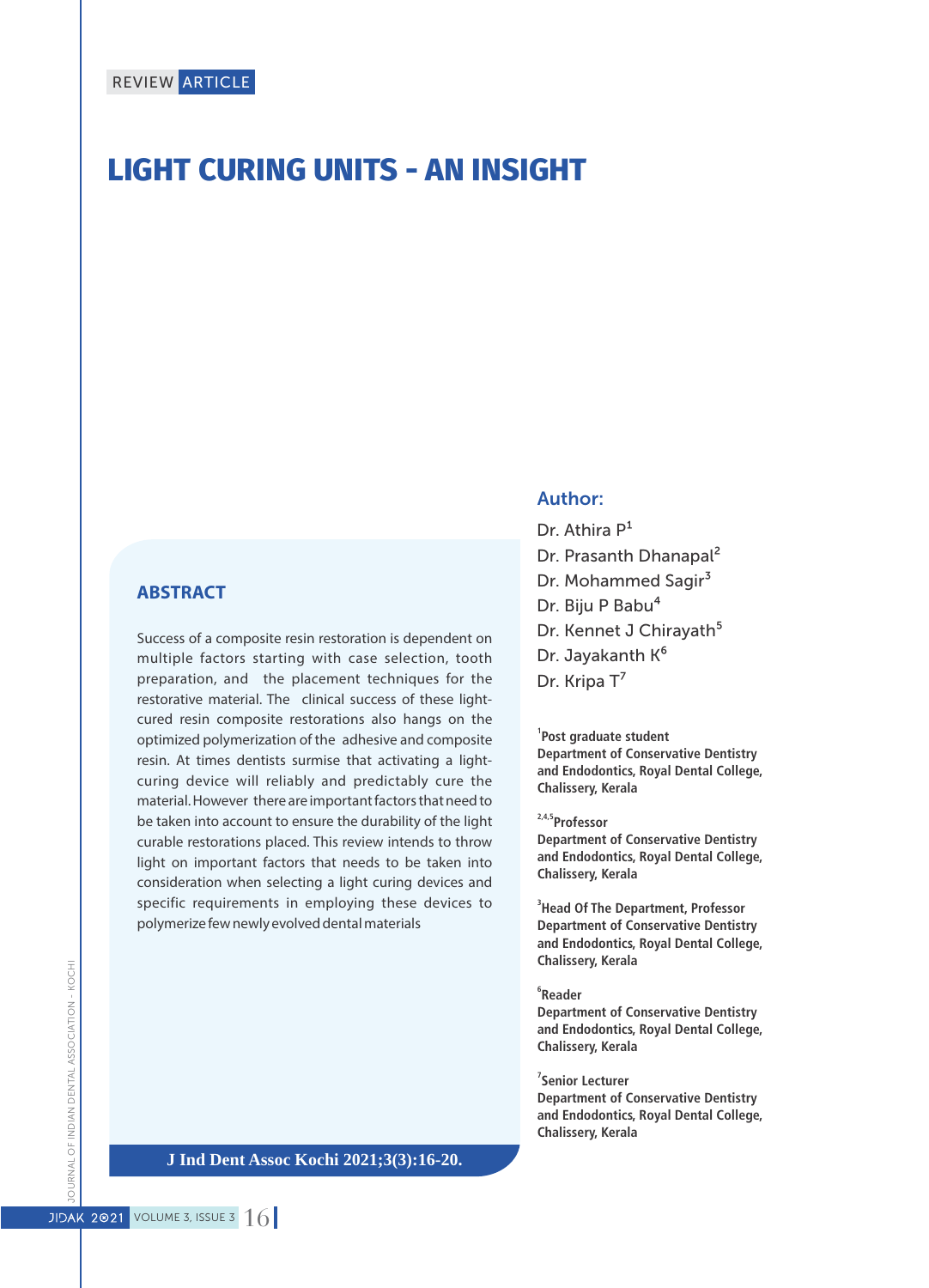REVIEW ARTICLE

# LIGHT CURING UNITS - AN INSIGHT

## ABSTRACT

Success of a composite resin restoration is dependent on multiple factors starting with case selection, tooth preparation, and the placement techniques for the restorative material. The clinical success of these light-cured resin composite restorations also hangs on the optimized polymerization of the adhesive and composite resin. At times dentists surmise that activating a light-curing device will reliably and predictably cure the material. However there are important factors that need to be taken into account to ensure the durability of the light curable restorations placed. This review intends to throw light on important factors that needs to be taken into consideration when selecting a light curing devices and specific requirements in employing these devices to polymerize few newly evolved dental materials

**J Ind Dent Assoc Kochi 2021;3(3):16-20.**

### Author:

Dr. Athira P[1]
Dr. Prasanth Dhanapal[2]
Dr. Mohammed Sagir[3]
Dr. Biju P Babu[4]
Dr. Kennet J Chirayath[5]
Dr. Jayakanth K[6]
Dr. Kripa T[7]

**[1]Post graduate student**
**Department of Conservative Dentistry and Endodontics, Royal Dental College, Chalissery, Kerala**

**[2,4,5]Professor**
**Department of Conservative Dentistry and Endodontics, Royal Dental College, Chalissery, Kerala**

**[3]Head Of The Department, Professor**
**Department of Conservative Dentistry and Endodontics, Royal Dental College, Chalissery, Kerala**

**[6]Reader**
**Department of Conservative Dentistry and Endodontics, Royal Dental College, Chalissery, Kerala**

**[7]Senior Lecturer**
**Department of Conservative Dentistry and Endodontics, Royal Dental College, Chalissery, Kerala**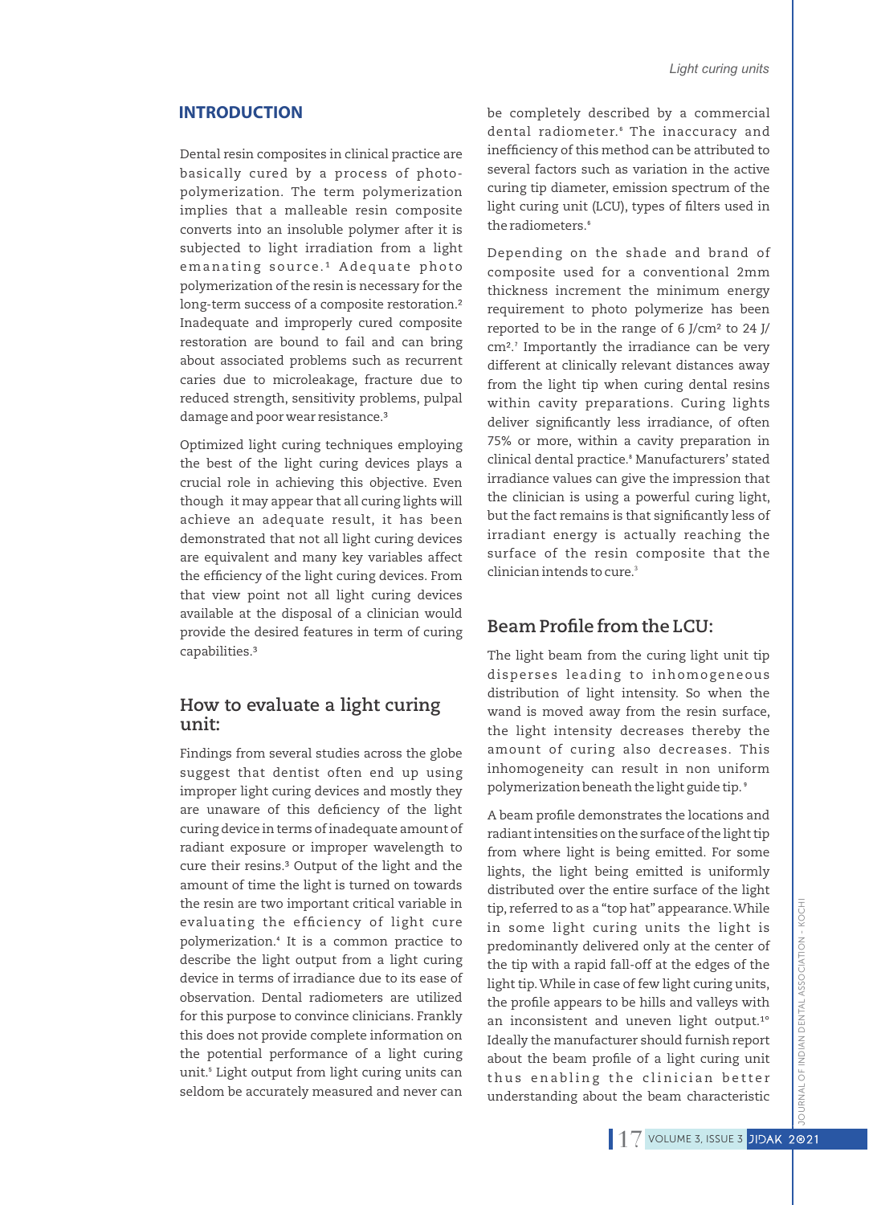## INTRODUCTION

Dental resin composites in clinical practice are basically cured by a process of photo-polymerization. The term polymerization implies that a malleable resin composite converts into an insoluble polymer after it is subjected to light irradiation from a light emanating source.[1] Adequate photo polymerization of the resin is necessary for the long-term success of a composite restoration.[2] Inadequate and improperly cured composite restoration are bound to fail and can bring about associated problems such as recurrent caries due to microleakage, fracture due to reduced strength, sensitivity problems, pulpal damage and poor wear resistance.[3]

Optimized light curing techniques employing the best of the light curing devices plays a crucial role in achieving this objective. Even though it may appear that all curing lights will achieve an adequate result, it has been demonstrated that not all light curing devices are equivalent and many key variables affect the efficiency of the light curing devices. From that view point not all light curing devices available at the disposal of a clinician would provide the desired features in term of curing capabilities.[3]

## How to evaluate a light curing unit:

Findings from several studies across the globe suggest that dentist often end up using improper light curing devices and mostly they are unaware of this deficiency of the light curing device in terms of inadequate amount of radiant exposure or improper wavelength to cure their resins.[3] Output of the light and the amount of time the light is turned on towards the resin are two important critical variable in evaluating the efficiency of light cure polymerization.[4] It is a common practice to describe the light output from a light curing device in terms of irradiance due to its ease of observation. Dental radiometers are utilized for this purpose to convince clinicians. Frankly this does not provide complete information on the potential performance of a light curing unit.[5] Light output from light curing units can seldom be accurately measured and never can be completely described by a commercial dental radiometer.[6] The inaccuracy and inefficiency of this method can be attributed to several factors such as variation in the active curing tip diameter, emission spectrum of the light curing unit (LCU), types of filters used in the radiometers.[6]

Depending on the shade and brand of composite used for a conventional 2mm thickness increment the minimum energy requirement to photo polymerize has been reported to be in the range of 6 J/cm² to 24 J/cm².[7] Importantly the irradiance can be very different at clinically relevant distances away from the light tip when curing dental resins within cavity preparations. Curing lights deliver significantly less irradiance, of often 75% or more, within a cavity preparation in clinical dental practice.[8] Manufacturers' stated irradiance values can give the impression that the clinician is using a powerful curing light, but the fact remains is that significantly less of irradiant energy is actually reaching the surface of the resin composite that the clinician intends to cure.[3]

## Beam Profile from the LCU:

The light beam from the curing light unit tip disperses leading to inhomogeneous distribution of light intensity. So when the wand is moved away from the resin surface, the light intensity decreases thereby the amount of curing also decreases. This inhomogeneity can result in non uniform polymerization beneath the light guide tip.[9]

A beam profile demonstrates the locations and radiant intensities on the surface of the light tip from where light is being emitted. For some lights, the light being emitted is uniformly distributed over the entire surface of the light tip, referred to as a "top hat" appearance. While in some light curing units the light is predominantly delivered only at the center of the tip with a rapid fall-off at the edges of the light tip. While in case of few light curing units, the profile appears to be hills and valleys with an inconsistent and uneven light output.[10] Ideally the manufacturer should furnish report about the beam profile of a light curing unit thus enabling the clinician better understanding about the beam characteristic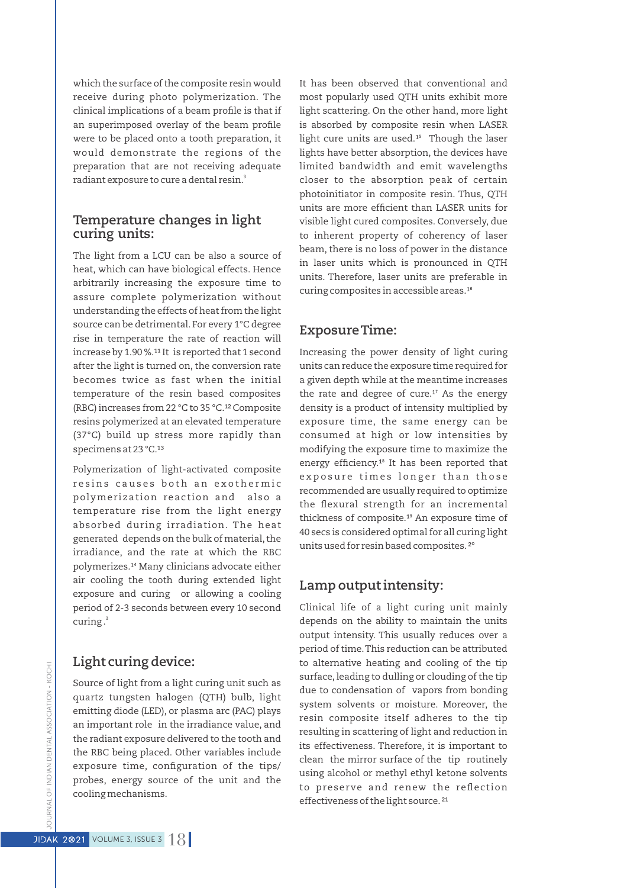which the surface of the composite resin would receive during photo polymerization. The clinical implications of a beam profile is that if an superimposed overlay of the beam profile were to be placed onto a tooth preparation, it would demonstrate the regions of the preparation that are not receiving adequate radiant exposure to cure a dental resin.[3]

## Temperature changes in light curing units:

The light from a LCU can be also a source of heat, which can have biological effects. Hence arbitrarily increasing the exposure time to assure complete polymerization without understanding the effects of heat from the light source can be detrimental. For every 1°C degree rise in temperature the rate of reaction will increase by 1.90 %.[11] It is reported that 1 second after the light is turned on, the conversion rate becomes twice as fast when the initial temperature of the resin based composites (RBC) increases from 22 °C to 35 °C.[12] Composite resins polymerized at an elevated temperature (37°C) build up stress more rapidly than specimens at 23 °C.[13]

Polymerization of light-activated composite resins causes both an exothermic polymerization reaction and also a temperature rise from the light energy absorbed during irradiation. The heat generated depends on the bulk of material, the irradiance, and the rate at which the RBC polymerizes.[14] Many clinicians advocate either air cooling the tooth during extended light exposure and curing or allowing a cooling period of 2-3 seconds between every 10 second curing.[3]

## Light curing device:

Source of light from a light curing unit such as quartz tungsten halogen (QTH) bulb, light emitting diode (LED), or plasma arc (PAC) plays an important role in the irradiance value, and the radiant exposure delivered to the tooth and the RBC being placed. Other variables include exposure time, configuration of the tips/probes, energy source of the unit and the cooling mechanisms.

It has been observed that conventional and most popularly used QTH units exhibit more light scattering. On the other hand, more light is absorbed by composite resin when LASER light cure units are used.[15] Though the laser lights have better absorption, the devices have limited bandwidth and emit wavelengths closer to the absorption peak of certain photoinitiator in composite resin. Thus, QTH units are more efficient than LASER units for visible light cured composites. Conversely, due to inherent property of coherency of laser beam, there is no loss of power in the distance in laser units which is pronounced in QTH units. Therefore, laser units are preferable in curing composites in accessible areas.[16]

## Exposure Time:

Increasing the power density of light curing units can reduce the exposure time required for a given depth while at the meantime increases the rate and degree of cure.[17] As the energy density is a product of intensity multiplied by exposure time, the same energy can be consumed at high or low intensities by modifying the exposure time to maximize the energy efficiency.[18] It has been reported that exposure times longer than those recommended are usually required to optimize the flexural strength for an incremental thickness of composite.[19] An exposure time of 40 secs is considered optimal for all curing light units used for resin based composites.[20]

## Lamp output intensity:

Clinical life of a light curing unit mainly depends on the ability to maintain the units output intensity. This usually reduces over a period of time. This reduction can be attributed to alternative heating and cooling of the tip surface, leading to dulling or clouding of the tip due to condensation of vapors from bonding system solvents or moisture. Moreover, the resin composite itself adheres to the tip resulting in scattering of light and reduction in its effectiveness. Therefore, it is important to clean the mirror surface of the tip routinely using alcohol or methyl ethyl ketone solvents to preserve and renew the reflection effectiveness of the light source.[21]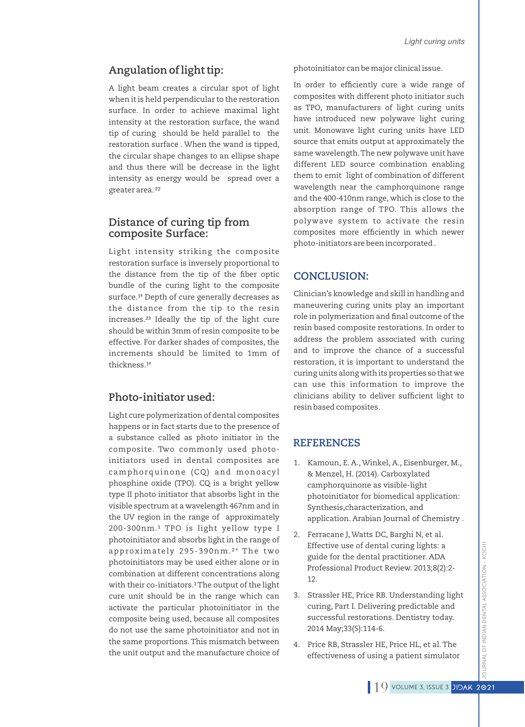## Angulation of light tip:

A light beam creates a circular spot of light when it is held perpendicular to the restoration surface. In order to achieve maximal light intensity at the restoration surface, the wand tip of curing should be held parallel to the restoration surface . When the wand is tipped, the circular shape changes to an ellipse shape and thus there will be decrease in the light intensity as energy would be spread over a greater area. [22]

## Distance of curing tip from composite Surface:

Light intensity striking the composite restoration surface is inversely proportional to the distance from the tip of the fiber optic bundle of the curing light to the composite surface.[18] Depth of cure generally decreases as the distance from the tip to the resin increases.[23] Ideally the tip of the light cure should be within 3mm of resin composite to be effective. For darker shades of composites, the increments should be limited to 1mm of thickness.[18]

## Photo-initiator used:

Light cure polymerization of dental composites happens or in fact starts due to the presence of a substance called as photo initiator in the composite. Two commonly used photo-initiators used in dental composites are camphorquinone (CQ) and monoacyl phosphine oxide (TPO). CQ is a bright yellow type II photo initiator that absorbs light in the visible spectrum at a wavelength 467nm and in the UV region in the range of approximately 200-300nm.[1] TPO is light yellow type I photoinitiator and absorbs light in the range of approximately 295-390nm.[24] The two photoinitiators may be used either alone or in combination at different concentrations along with their co-initiators.[1] The output of the light cure unit should be in the range which can activate the particular photoinitiator in the composite being used, because all composites do not use the same photoinitiator and not in the same proportions. This mismatch between the unit output and the manufacture choice of photoinitiator can be major clinical issue.

In order to efficiently cure a wide range of composites with different photo initiator such as TPO, manufacturers of light curing units have introduced new polywave light curing unit. Monowave light curing units have LED source that emits output at approximately the same wavelength. The new polywave unit have different LED source combination enabling them to emit light of combination of different wavelength near the camphorquinone range and the 400-410nm range, which is close to the absorption range of TPO. This allows the polywave system to activate the resin composites more efficiently in which newer photo-initiators are been incorporated .

## CONCLUSION:

Clinician's knowledge and skill in handling and maneuvering curing units play an important role in polymerization and final outcome of the resin based composite restorations. In order to address the problem associated with curing and to improve the chance of a successful restoration, it is important to understand the curing units along with its properties so that we can use this information to improve the clinicians ability to deliver sufficient light to resin based composites.

## REFERENCES

1. Kamoun, E. A., Winkel, A., Eisenburger, M., & Menzel, H. (2014). Carboxylated camphorquinone as visible-light photoinitiator for biomedical application: Synthesis,characterization, and application. Arabian Journal of Chemistry .
2. Ferracane J, Watts DC, Barghi N, et al. Effective use of dental curing lights: a guide for the dental practitioner. ADA Professional Product Review. 2013;8(2):2-12.
3. Strassler HE, Price RB. Understanding light curing, Part I. Delivering predictable and successful restorations. Dentistry today. 2014 May;33(5):114-6.
4. Price RB, Strassler HE, Price HL, et al. The effectiveness of using a patient simulator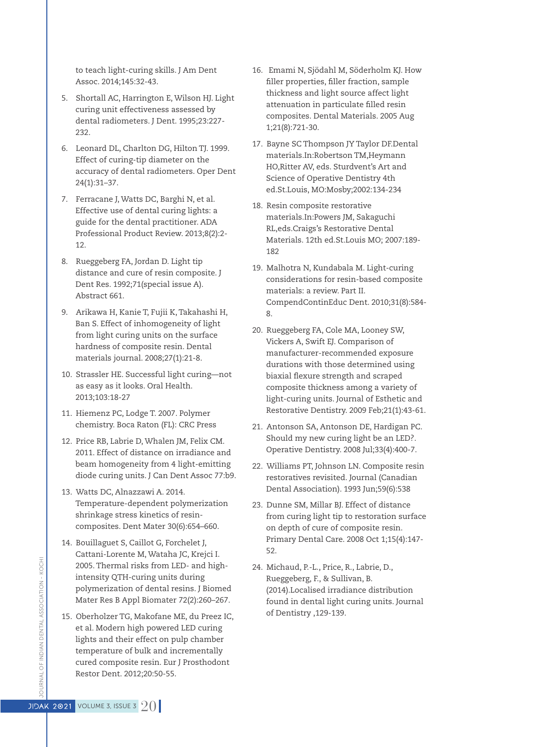to teach light-curing skills. J Am Dent Assoc. 2014;145:32-43.

5. Shortall AC, Harrington E, Wilson HJ. Light curing unit effectiveness assessed by dental radiometers. J Dent. 1995;23:227-232.
6. Leonard DL, Charlton DG, Hilton TJ. 1999. Effect of curing-tip diameter on the accuracy of dental radiometers. Oper Dent 24(1):31–37.
7. Ferracane J, Watts DC, Barghi N, et al. Effective use of dental curing lights: a guide for the dental practitioner. ADA Professional Product Review. 2013;8(2):2-12.
8. Rueggeberg FA, Jordan D. Light tip distance and cure of resin composite. J Dent Res. 1992;71(special issue A). Abstract 661.
9. Arikawa H, Kanie T, Fujii K, Takahashi H, Ban S. Effect of inhomogeneity of light from light curing units on the surface hardness of composite resin. Dental materials journal. 2008;27(1):21-8.
10. Strassler HE. Successful light curing—not as easy as it looks. Oral Health. 2013;103:18-27
11. Hiemenz PC, Lodge T. 2007. Polymer chemistry. Boca Raton (FL): CRC Press
12. Price RB, Labrie D, Whalen JM, Felix CM. 2011. Effect of distance on irradiance and beam homogeneity from 4 light-emitting diode curing units. J Can Dent Assoc 77:b9.
13. Watts DC, Alnazzawi A. 2014. Temperature-dependent polymerization shrinkage stress kinetics of resin-composites. Dent Mater 30(6):654–660.
14. Bouillaguet S, Caillot G, Forchelet J, Cattani-Lorente M, Wataha JC, Krejci I. 2005. Thermal risks from LED- and high-intensity QTH-curing units during polymerization of dental resins. J Biomed Mater Res B Appl Biomater 72(2):260–267.
15. Oberholzer TG, Makofane ME, du Preez IC, et al. Modern high powered LED curing lights and their effect on pulp chamber temperature of bulk and incrementally cured composite resin. Eur J Prosthodont Restor Dent. 2012;20:50-55.
16. Emami N, Sjödahl M, Söderholm KJ. How filler properties, filler fraction, sample thickness and light source affect light attenuation in particulate filled resin composites. Dental Materials. 2005 Aug 1;21(8):721-30.
17. Bayne SC Thompson JY Taylor DF.Dental materials.In:Robertson TM,Heymann HO,Ritter AV, eds. Sturdvent's Art and Science of Operative Dentistry 4th ed.St.Louis, MO:Mosby;2002:134-234
18. Resin composite restorative materials.In:Powers JM, Sakaguchi RL,eds.Craigs's Restorative Dental Materials. 12th ed.St.Louis MO; 2007:189-182
19. Malhotra N, Kundabala M. Light-curing considerations for resin-based composite materials: a review. Part II. CompendContinEduc Dent. 2010;31(8):584-8.
20. Rueggeberg FA, Cole MA, Looney SW, Vickers A, Swift EJ. Comparison of manufacturer-recommended exposure durations with those determined using biaxial flexure strength and scraped composite thickness among a variety of light-curing units. Journal of Esthetic and Restorative Dentistry. 2009 Feb;21(1):43-61.
21. Antonson SA, Antonson DE, Hardigan PC. Should my new curing light be an LED?. Operative Dentistry. 2008 Jul;33(4):400-7.
22. Williams PT, Johnson LN. Composite resin restoratives revisited. Journal (Canadian Dental Association). 1993 Jun;59(6):538
23. Dunne SM, Millar BJ. Effect of distance from curing light tip to restoration surface on depth of cure of composite resin. Primary Dental Care. 2008 Oct 1;15(4):147-52.
24. Michaud, P.-L., Price, R., Labrie, D., Rueggeberg, F., & Sullivan, B. (2014).Localised irradiance distribution found in dental light curing units. Journal of Dentistry ,129-139.